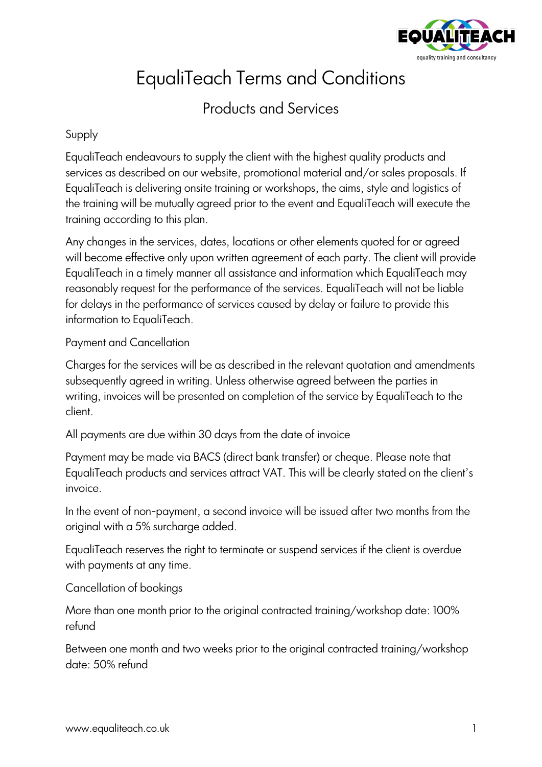# EqualiTeach Terms and Conditions

## Products and Services

### Supply

EqualiTeach endeavours to supply the client with the highest quality products and services as described on our website, promotional material and/or sales proposals. If EqualiTeach is delivering onsite training or workshops, the aims, style and logistics of the training will be mutually agreed prior to the event and EqualiTeach will execute the training according to this plan.

Any changes in the services, dates, locations or other elements quoted for or agreed will become effective only upon written agreement of each party. The client will provide EqualiTeach in a timely manner all assistance and information which EqualiTeach may reasonably request for the performance of the services. EqualiTeach will not be liable for delays in the performance of services caused by delay or failure to provide this information to EqualiTeach.

### Payment and Cancellation

Charges for the services will be as described in the relevant quotation and amendments subsequently agreed in writing. Unless otherwise agreed between the parties in writing, invoices will be presented on completion of the service by EqualiTeach to the client.

All payments are due within 30 days from the date of invoice

Payment may be made via BACS (direct bank transfer) or cheque. Please note that EqualiTeach products and services attract VAT. This will be clearly stated on the client's invoice.

In the event of non-payment, a second invoice will be issued after two months from the original with a 5% surcharge added.

EqualiTeach reserves the right to terminate or suspend services if the client is overdue with payments at any time.

### Cancellation of bookings

More than one month prior to the original contracted training/workshop date: 100% refund

Between one month and two weeks prior to the original contracted training/workshop date: 50% refund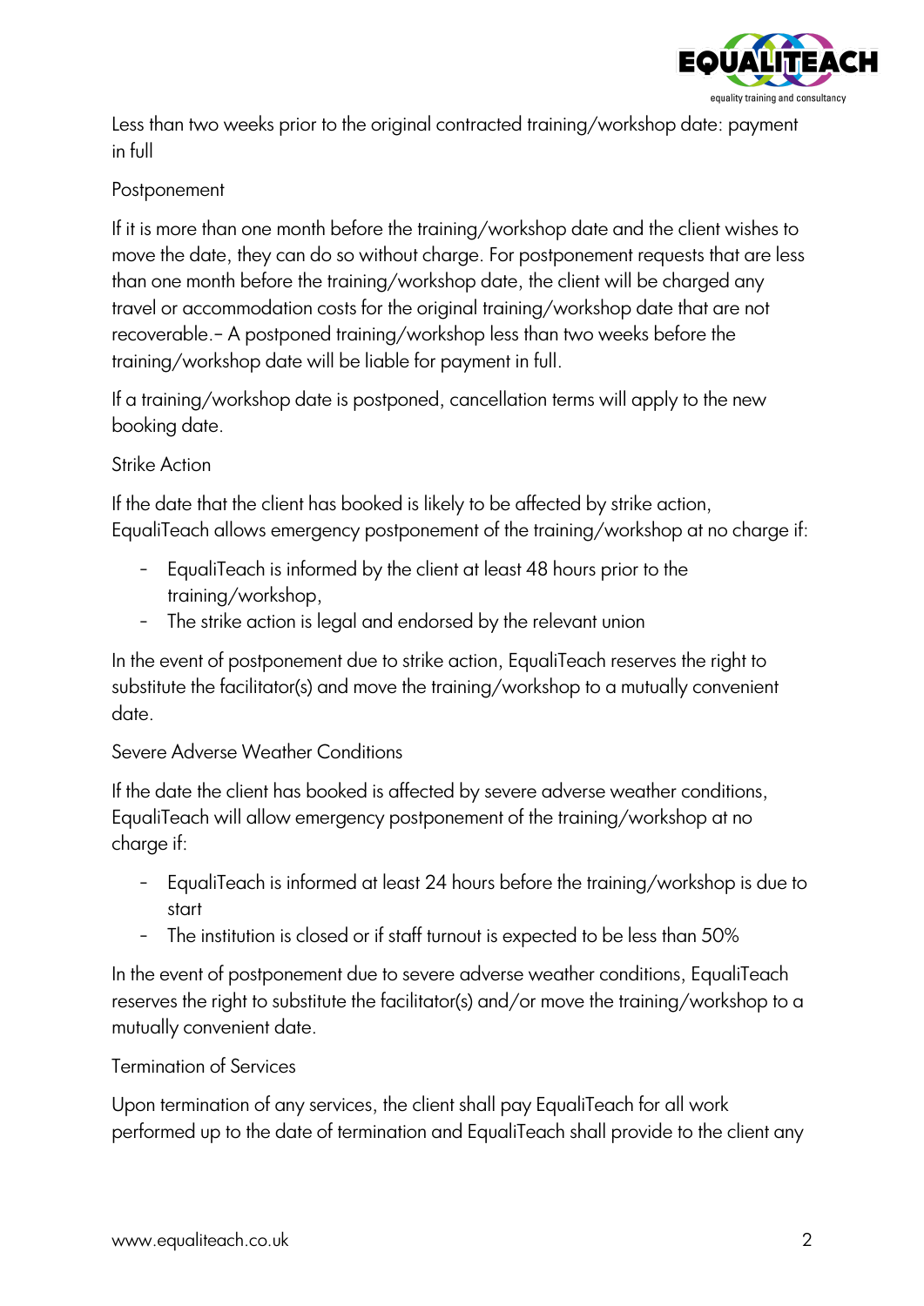Less than two weeks prior to the original contracted training/workshop date: payment in full

Postponement

If it is more than one month before the training/workshop date and the client wishes to move the date, they can do so without charge. For postponement requests that are less than one month before the training/workshop date, the client will be charged any travel or accommodation costs for the original training/workshop date that are not recoverable.– A postponed training/workshop less than two weeks before the training/workshop date will be liable for payment in full.

If a training/workshop date is postponed, cancellation terms will apply to the new booking date.

Strike Action

If the date that the client has booked is likely to be affected by strike action, EqualiTeach allows emergency postponement of the training/workshop at no charge if:

- EqualiTeach is informed by the client at least 48 hours prior to the training/workshop,
- The strike action is legal and endorsed by the relevant union

In the event of postponement due to strike action, EqualiTeach reserves the right to substitute the facilitator(s) and move the training/workshop to a mutually convenient date.

Severe Adverse Weather Conditions

If the date the client has booked is affected by severe adverse weather conditions, EqualiTeach will allow emergency postponement of the training/workshop at no charge if:

- EqualiTeach is informed at least 24 hours before the training/workshop is due to start
- The institution is closed or if staff turnout is expected to be less than 50%

In the event of postponement due to severe adverse weather conditions, EqualiTeach reserves the right to substitute the facilitator(s) and/or move the training/workshop to a mutually convenient date.

Termination of Services

Upon termination of any services, the client shall pay EqualiTeach for all work performed up to the date of termination and EqualiTeach shall provide to the client any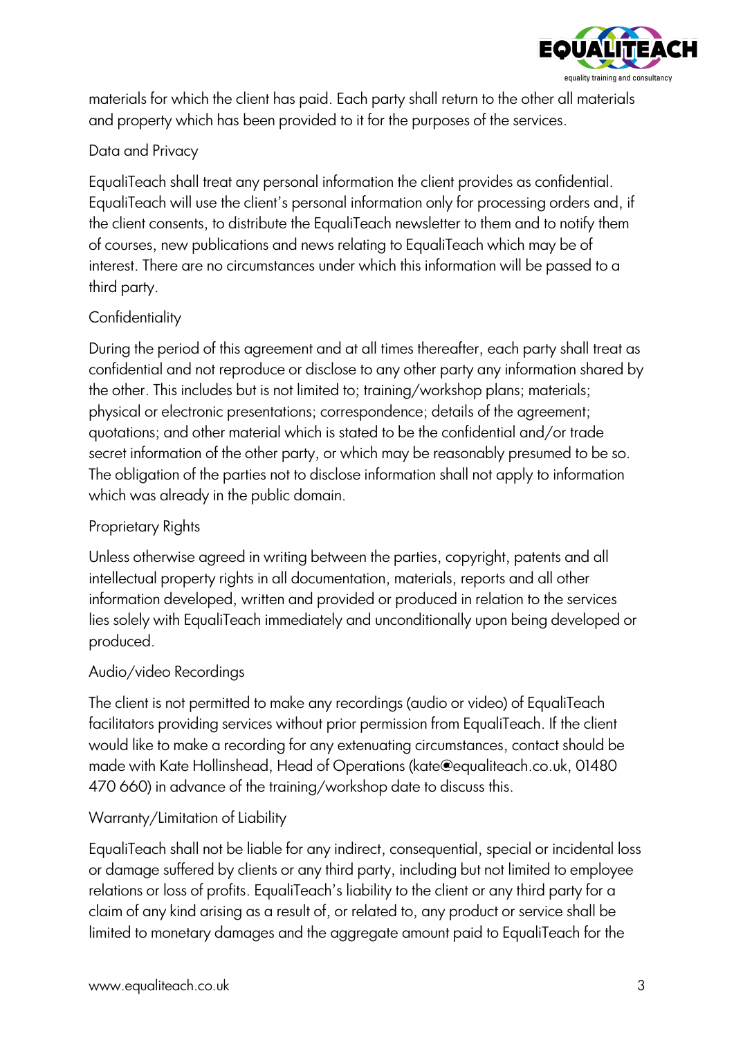materials for which the client has paid. Each party shall return to the other all materials and property which has been provided to it for the purposes of the services.

## Data and Privacy

EqualiTeach shall treat any personal information the client provides as confidential. EqualiTeach will use the client's personal information only for processing orders and, if the client consents, to distribute the EqualiTeach newsletter to them and to notify them of courses, new publications and news relating to EqualiTeach which may be of interest. There are no circumstances under which this information will be passed to a third party.

## Confidentiality

During the period of this agreement and at all times thereafter, each party shall treat as confidential and not reproduce or disclose to any other party any information shared by the other. This includes but is not limited to; training/workshop plans; materials; physical or electronic presentations; correspondence; details of the agreement; quotations; and other material which is stated to be the confidential and/or trade secret information of the other party, or which may be reasonably presumed to be so. The obligation of the parties not to disclose information shall not apply to information which was already in the public domain.

## Proprietary Rights

Unless otherwise agreed in writing between the parties, copyright, patents and all intellectual property rights in all documentation, materials, reports and all other information developed, written and provided or produced in relation to the services lies solely with EqualiTeach immediately and unconditionally upon being developed or produced.

## Audio/video Recordings

The client is not permitted to make any recordings (audio or video) of EqualiTeach facilitators providing services without prior permission from EqualiTeach. If the client would like to make a recording for any extenuating circumstances, contact should be made with Kate Hollinshead, Head of Operations (kate@equaliteach.co.uk, 01480 470 660) in advance of the training/workshop date to discuss this.

## Warranty/Limitation of Liability

EqualiTeach shall not be liable for any indirect, consequential, special or incidental loss or damage suffered by clients or any third party, including but not limited to employee relations or loss of profits. EqualiTeach's liability to the client or any third party for a claim of any kind arising as a result of, or related to, any product or service shall be limited to monetary damages and the aggregate amount paid to EqualiTeach for the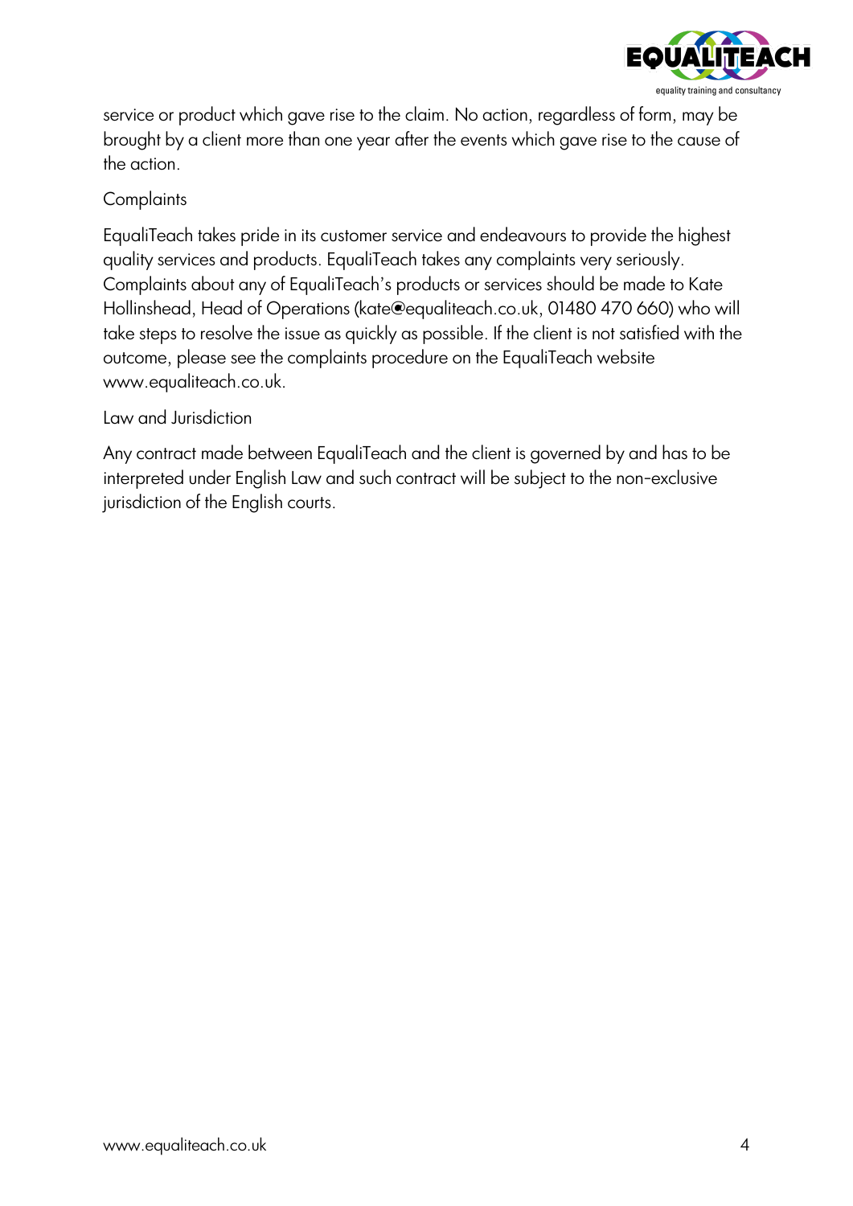service or product which gave rise to the claim. No action, regardless of form, may be brought by a client more than one year after the events which gave rise to the cause of the action.

## Complaints

EqualiTeach takes pride in its customer service and endeavours to provide the highest quality services and products. EqualiTeach takes any complaints very seriously. Complaints about any of EqualiTeach's products or services should be made to Kate Hollinshead, Head of Operations (kate@equaliteach.co.uk, 01480 470 660) who will take steps to resolve the issue as quickly as possible. If the client is not satisfied with the outcome, please see the complaints procedure on the EqualiTeach website www.equaliteach.co.uk.

## Law and Jurisdiction

Any contract made between EqualiTeach and the client is governed by and has to be interpreted under English Law and such contract will be subject to the non-exclusive jurisdiction of the English courts.